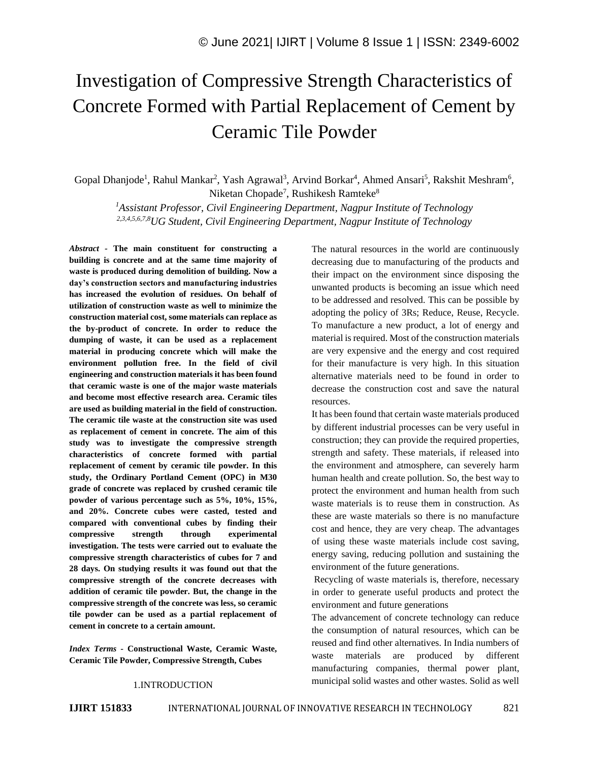# Investigation of Compressive Strength Characteristics of Concrete Formed with Partial Replacement of Cement by Ceramic Tile Powder

Gopal Dhanjode[1], Rahul Mankar[2], Yash Agrawal[3], Arvind Borkar[4], Ahmed Ansari[5], Rakshit Meshram[6], Niketan Chopade[7], Rushikesh Ramteke[8]

*[1]Assistant Professor, Civil Engineering Department, Nagpur Institute of Technology*
*[2,3,4,5,6,7,8]UG Student, Civil Engineering Department, Nagpur Institute of Technology*

***Abstract* - The main constituent for constructing a building is concrete and at the same time majority of waste is produced during demolition of building. Now a day's construction sectors and manufacturing industries has increased the evolution of residues. On behalf of utilization of construction waste as well to minimize the construction material cost, some materials can replace as the by-product of concrete. In order to reduce the dumping of waste, it can be used as a replacement material in producing concrete which will make the environment pollution free. In the field of civil engineering and construction materials it has been found that ceramic waste is one of the major waste materials and become most effective research area. Ceramic tiles are used as building material in the field of construction. The ceramic tile waste at the construction site was used as replacement of cement in concrete. The aim of this study was to investigate the compressive strength characteristics of concrete formed with partial replacement of cement by ceramic tile powder. In this study, the Ordinary Portland Cement (OPC) in M30 grade of concrete was replaced by crushed ceramic tile powder of various percentage such as 5%, 10%, 15%, and 20%. Concrete cubes were casted, tested and compared with conventional cubes by finding their compressive strength through experimental investigation. The tests were carried out to evaluate the compressive strength characteristics of cubes for 7 and 28 days. On studying results it was found out that the compressive strength of the concrete decreases with addition of ceramic tile powder. But, the change in the compressive strength of the concrete was less, so ceramic tile powder can be used as a partial replacement of cement in concrete to a certain amount.**

***Index Terms* - Constructional Waste, Ceramic Waste, Ceramic Tile Powder, Compressive Strength, Cubes**

## 1.INTRODUCTION

The natural resources in the world are continuously decreasing due to manufacturing of the products and their impact on the environment since disposing the unwanted products is becoming an issue which need to be addressed and resolved. This can be possible by adopting the policy of 3Rs; Reduce, Reuse, Recycle. To manufacture a new product, a lot of energy and material is required. Most of the construction materials are very expensive and the energy and cost required for their manufacture is very high. In this situation alternative materials need to be found in order to decrease the construction cost and save the natural resources.

It has been found that certain waste materials produced by different industrial processes can be very useful in construction; they can provide the required properties, strength and safety. These materials, if released into the environment and atmosphere, can severely harm human health and create pollution. So, the best way to protect the environment and human health from such waste materials is to reuse them in construction. As these are waste materials so there is no manufacture cost and hence, they are very cheap. The advantages of using these waste materials include cost saving, energy saving, reducing pollution and sustaining the environment of the future generations.

Recycling of waste materials is, therefore, necessary in order to generate useful products and protect the environment and future generations

The advancement of concrete technology can reduce the consumption of natural resources, which can be reused and find other alternatives. In India numbers of waste materials are produced by different manufacturing companies, thermal power plant, municipal solid wastes and other wastes. Solid as well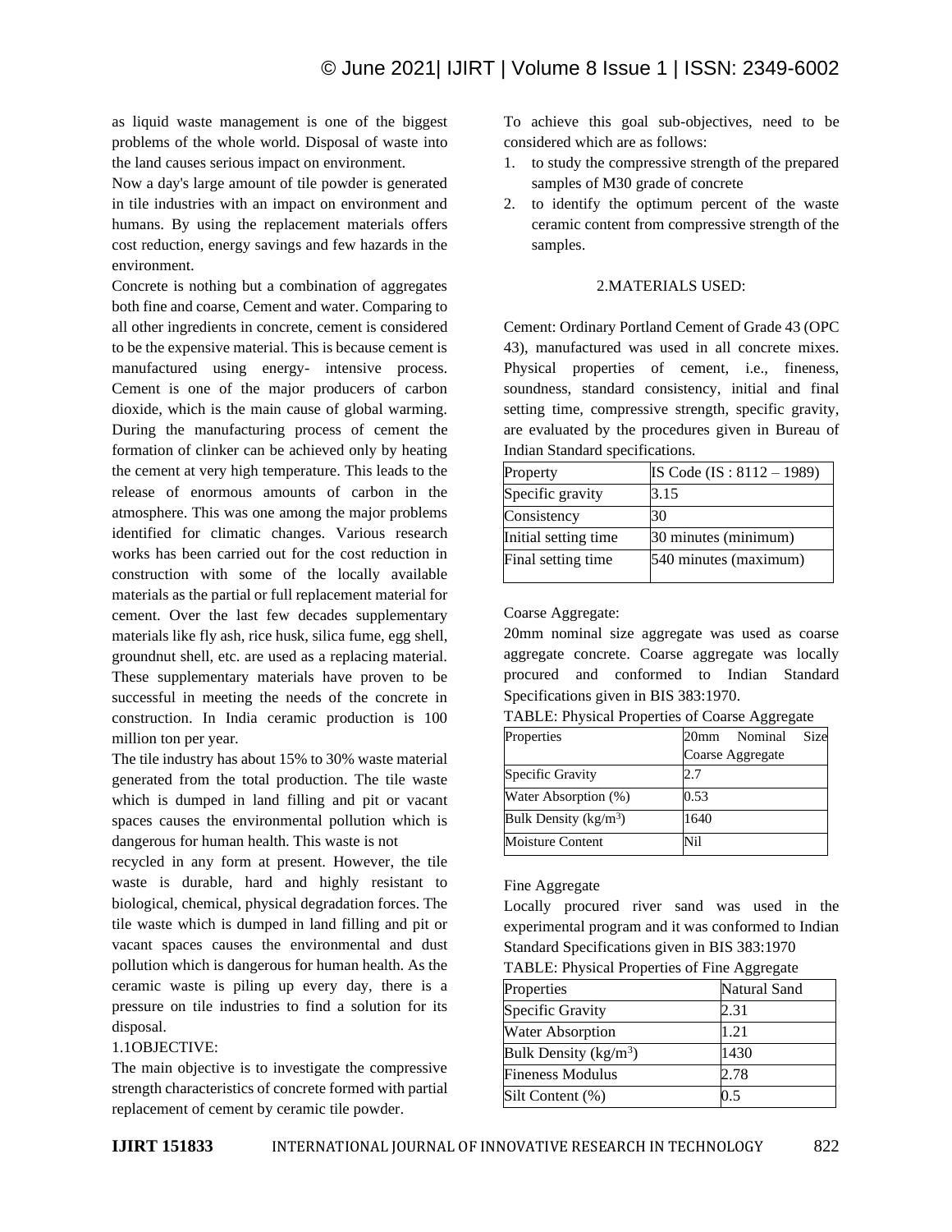as liquid waste management is one of the biggest problems of the whole world. Disposal of waste into the land causes serious impact on environment.

Now a day's large amount of tile powder is generated in tile industries with an impact on environment and humans. By using the replacement materials offers cost reduction, energy savings and few hazards in the environment.

Concrete is nothing but a combination of aggregates both fine and coarse, Cement and water. Comparing to all other ingredients in concrete, cement is considered to be the expensive material. This is because cement is manufactured using energy- intensive process. Cement is one of the major producers of carbon dioxide, which is the main cause of global warming. During the manufacturing process of cement the formation of clinker can be achieved only by heating the cement at very high temperature. This leads to the release of enormous amounts of carbon in the atmosphere. This was one among the major problems identified for climatic changes. Various research works has been carried out for the cost reduction in construction with some of the locally available materials as the partial or full replacement material for cement. Over the last few decades supplementary materials like fly ash, rice husk, silica fume, egg shell, groundnut shell, etc. are used as a replacing material. These supplementary materials have proven to be successful in meeting the needs of the concrete in construction. In India ceramic production is 100 million ton per year.

The tile industry has about 15% to 30% waste material generated from the total production. The tile waste which is dumped in land filling and pit or vacant spaces causes the environmental pollution which is dangerous for human health. This waste is not recycled in any form at present. However, the tile waste is durable, hard and highly resistant to biological, chemical, physical degradation forces. The tile waste which is dumped in land filling and pit or vacant spaces causes the environmental and dust pollution which is dangerous for human health. As the ceramic waste is piling up every day, there is a pressure on tile industries to find a solution for its disposal.

### 1.1OBJECTIVE:

The main objective is to investigate the compressive strength characteristics of concrete formed with partial replacement of cement by ceramic tile powder.

To achieve this goal sub-objectives, need to be considered which are as follows:

1. to study the compressive strength of the prepared samples of M30 grade of concrete
2. to identify the optimum percent of the waste ceramic content from compressive strength of the samples.

## 2.MATERIALS USED:

Cement: Ordinary Portland Cement of Grade 43 (OPC 43), manufactured was used in all concrete mixes. Physical properties of cement, i.e., fineness, soundness, standard consistency, initial and final setting time, compressive strength, specific gravity, are evaluated by the procedures given in Bureau of Indian Standard specifications.

| Property | IS Code (IS : 8112 – 1989) |
|---|---|
| Specific gravity | 3.15 |
| Consistency | 30 |
| Initial setting time | 30 minutes (minimum) |
| Final setting time | 540 minutes (maximum) |

Coarse Aggregate:

20mm nominal size aggregate was used as coarse aggregate concrete. Coarse aggregate was locally procured and conformed to Indian Standard Specifications given in BIS 383:1970.

TABLE: Physical Properties of Coarse Aggregate

| Properties | 20mm Nominal Size Coarse Aggregate |
|---|---|
| Specific Gravity | 2.7 |
| Water Absorption (%) | 0.53 |
| Bulk Density (kg/m$^3$) | 1640 |
| Moisture Content | Nil |

Fine Aggregate

Locally procured river sand was used in the experimental program and it was conformed to Indian Standard Specifications given in BIS 383:1970

TABLE: Physical Properties of Fine Aggregate

| Properties | Natural Sand |
|---|---|
| Specific Gravity | 2.31 |
| Water Absorption | 1.21 |
| Bulk Density (kg/m$^3$) | 1430 |
| Fineness Modulus | 2.78 |
| Silt Content (%) | 0.5 |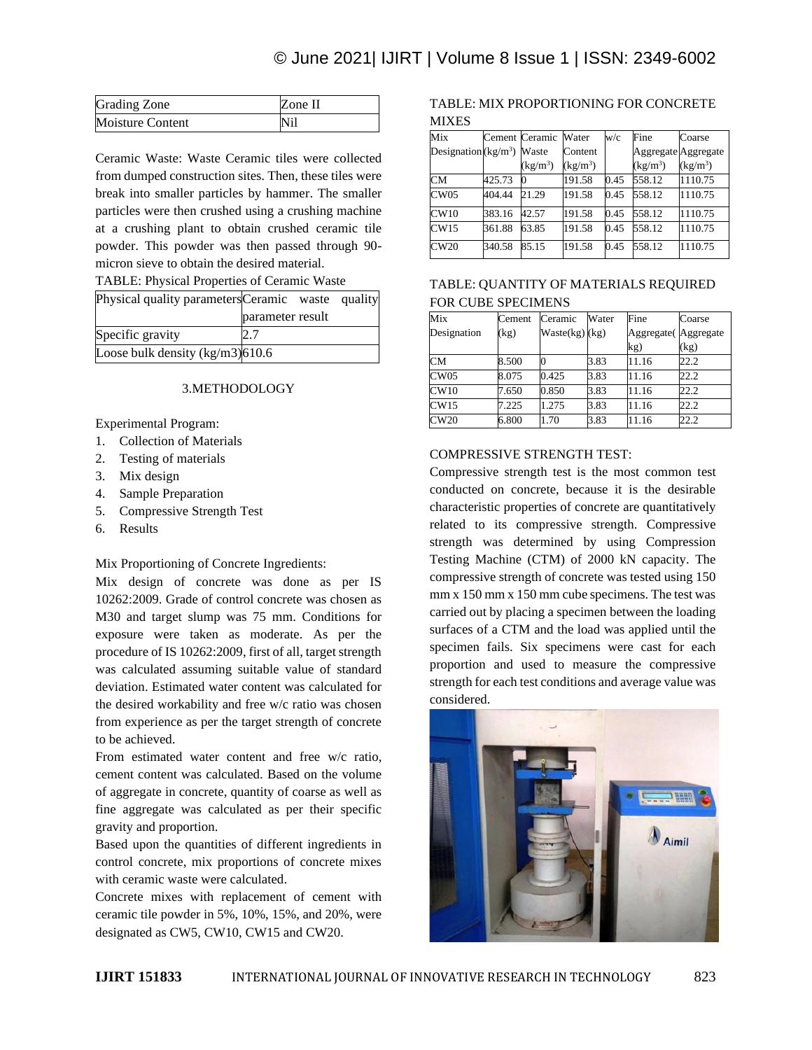| Grading Zone | Zone II |
|---|---|
| Moisture Content | Nil |

Ceramic Waste: Waste Ceramic tiles were collected from dumped construction sites. Then, these tiles were break into smaller particles by hammer. The smaller particles were then crushed using a crushing machine at a crushing plant to obtain crushed ceramic tile powder. This powder was then passed through 90-micron sieve to obtain the desired material.

TABLE: Physical Properties of Ceramic Waste

| Physical quality parameters | Ceramic waste quality parameter result |
|---|---|
| Specific gravity | 2.7 |
| Loose bulk density (kg/m3) | 610.6 |

## 3.METHODOLOGY

Experimental Program:

1. Collection of Materials
2. Testing of materials
3. Mix design
4. Sample Preparation
5. Compressive Strength Test
6. Results

Mix Proportioning of Concrete Ingredients:

Mix design of concrete was done as per IS 10262:2009. Grade of control concrete was chosen as M30 and target slump was 75 mm. Conditions for exposure were taken as moderate. As per the procedure of IS 10262:2009, first of all, target strength was calculated assuming suitable value of standard deviation. Estimated water content was calculated for the desired workability and free w/c ratio was chosen from experience as per the target strength of concrete to be achieved.

From estimated water content and free w/c ratio, cement content was calculated. Based on the volume of aggregate in concrete, quantity of coarse as well as fine aggregate was calculated as per their specific gravity and proportion.

Based upon the quantities of different ingredients in control concrete, mix proportions of concrete mixes with ceramic waste were calculated.

Concrete mixes with replacement of cement with ceramic tile powder in 5%, 10%, 15%, and 20%, were designated as CW5, CW10, CW15 and CW20.

TABLE: MIX PROPORTIONING FOR CONCRETE MIXES

| Mix Designation | Cement ($kg/m^3$) | Ceramic Waste ($kg/m^3$) | Water Content ($kg/m^3$) | w/c | Fine Aggregate ($kg/m^3$) | Coarse Aggregate ($kg/m^3$) |
|---|---|---|---|---|---|---|
| CM | 425.73 | 0 | 191.58 | 0.45 | 558.12 | 1110.75 |
| CW05 | 404.44 | 21.29 | 191.58 | 0.45 | 558.12 | 1110.75 |
| CW10 | 383.16 | 42.57 | 191.58 | 0.45 | 558.12 | 1110.75 |
| CW15 | 361.88 | 63.85 | 191.58 | 0.45 | 558.12 | 1110.75 |
| CW20 | 340.58 | 85.15 | 191.58 | 0.45 | 558.12 | 1110.75 |

TABLE: QUANTITY OF MATERIALS REQUIRED FOR CUBE SPECIMENS

| Mix Designation | Cement (kg) | Ceramic Waste(kg) | Water (kg) | Fine Aggregate(kg) | Coarse Aggregate (kg) |
|---|---|---|---|---|---|
| CM | 8.500 | 0 | 3.83 | 11.16 | 22.2 |
| CW05 | 8.075 | 0.425 | 3.83 | 11.16 | 22.2 |
| CW10 | 7.650 | 0.850 | 3.83 | 11.16 | 22.2 |
| CW15 | 7.225 | 1.275 | 3.83 | 11.16 | 22.2 |
| CW20 | 6.800 | 1.70 | 3.83 | 11.16 | 22.2 |

COMPRESSIVE STRENGTH TEST:

Compressive strength test is the most common test conducted on concrete, because it is the desirable characteristic properties of concrete are quantitatively related to its compressive strength. Compressive strength was determined by using Compression Testing Machine (CTM) of 2000 kN capacity. The compressive strength of concrete was tested using 150 mm x 150 mm x 150 mm cube specimens. The test was carried out by placing a specimen between the loading surfaces of a CTM and the load was applied until the specimen fails. Six specimens were cast for each proportion and used to measure the compressive strength for each test conditions and average value was considered.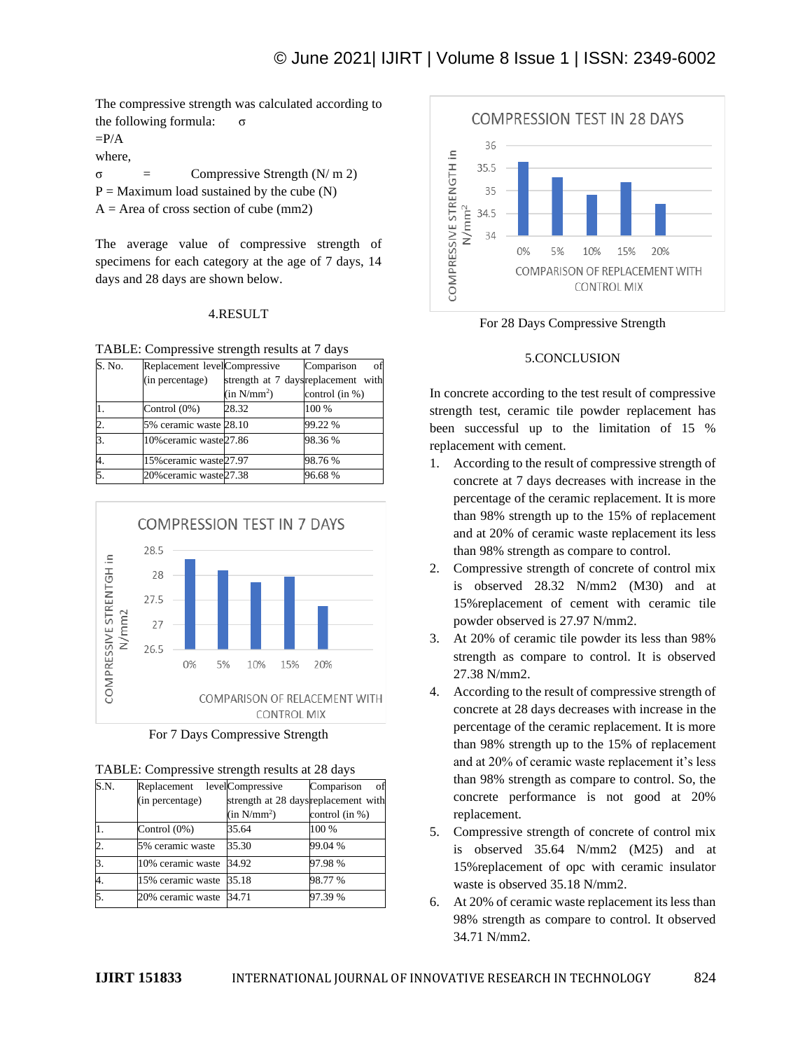The compressive strength was calculated according to the following formula: $\sigma = P/A$

where,

$\sigma$ = Compressive Strength (N/ m 2)

P = Maximum load sustained by the cube (N)

A = Area of cross section of cube (mm2)

The average value of compressive strength of specimens for each category at the age of 7 days, 14 days and 28 days are shown below.

## 4.RESULT

TABLE: Compressive strength results at 7 days

| S. No. | Replacement level (in percentage) | Compressive strength at 7 days (in $N/mm^2$) | Comparison of replacement with control (in %) |
|---|---|---|---|
| 1. | Control (0%) | 28.32 | 100 % |
| 2. | 5% ceramic waste | 28.10 | 99.22 % |
| 3. | 10%ceramic waste | 27.86 | 98.36 % |
| 4. | 15%ceramic waste | 27.97 | 98.76 % |
| 5. | 20%ceramic waste | 27.38 | 96.68 % |

For 7 Days Compressive Strength

TABLE: Compressive strength results at 28 days

| S.N. | Replacement level (in percentage) | Compressive strength at 28 days (in $N/mm^2$) | Comparison of replacement with control (in %) |
|---|---|---|---|
| 1. | Control (0%) | 35.64 | 100 % |
| 2. | 5% ceramic waste | 35.30 | 99.04 % |
| 3. | 10% ceramic waste | 34.92 | 97.98 % |
| 4. | 15% ceramic waste | 35.18 | 98.77 % |
| 5. | 20% ceramic waste | 34.71 | 97.39 % |

For 28 Days Compressive Strength

## 5.CONCLUSION

In concrete according to the test result of compressive strength test, ceramic tile powder replacement has been successful up to the limitation of 15 % replacement with cement.

1. According to the result of compressive strength of concrete at 7 days decreases with increase in the percentage of the ceramic replacement. It is more than 98% strength up to the 15% of replacement and at 20% of ceramic waste replacement its less than 98% strength as compare to control.
2. Compressive strength of concrete of control mix is observed 28.32 N/mm2 (M30) and at 15%replacement of cement with ceramic tile powder observed is 27.97 N/mm2.
3. At 20% of ceramic tile powder its less than 98% strength as compare to control. It is observed 27.38 N/mm2.
4. According to the result of compressive strength of concrete at 28 days decreases with increase in the percentage of the ceramic replacement. It is more than 98% strength up to the 15% of replacement and at 20% of ceramic waste replacement it's less than 98% strength as compare to control. So, the concrete performance is not good at 20% replacement.
5. Compressive strength of concrete of control mix is observed 35.64 N/mm2 (M25) and at 15%replacement of opc with ceramic insulator waste is observed 35.18 N/mm2.
6. At 20% of ceramic waste replacement its less than 98% strength as compare to control. It observed 34.71 N/mm2.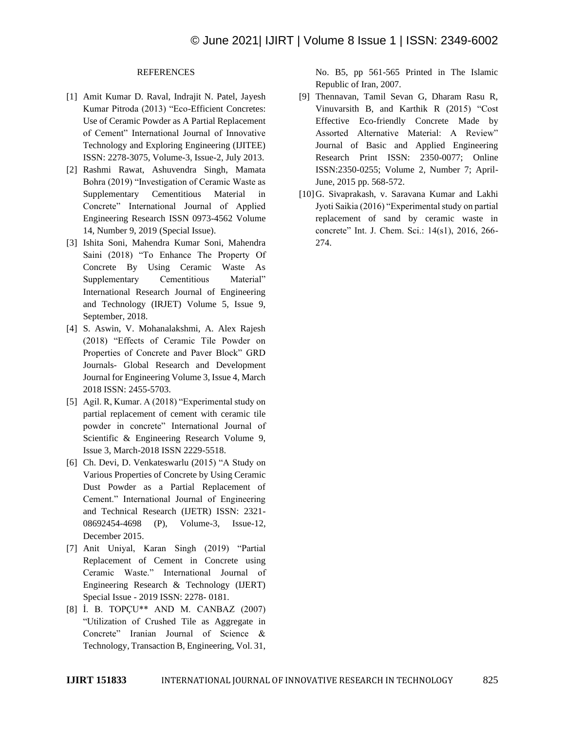## REFERENCES

[1] Amit Kumar D. Raval, Indrajit N. Patel, Jayesh Kumar Pitroda (2013) "Eco-Efficient Concretes: Use of Ceramic Powder as A Partial Replacement of Cement" International Journal of Innovative Technology and Exploring Engineering (IJITEE) ISSN: 2278-3075, Volume-3, Issue-2, July 2013.

[2] Rashmi Rawat, Ashuvendra Singh, Mamata Bohra (2019) "Investigation of Ceramic Waste as Supplementary Cementitious Material in Concrete" International Journal of Applied Engineering Research ISSN 0973-4562 Volume 14, Number 9, 2019 (Special Issue).

[3] Ishita Soni, Mahendra Kumar Soni, Mahendra Saini (2018) "To Enhance The Property Of Concrete By Using Ceramic Waste As Supplementary Cementitious Material" International Research Journal of Engineering and Technology (IRJET) Volume 5, Issue 9, September, 2018.

[4] S. Aswin, V. Mohanalakshmi, A. Alex Rajesh (2018) "Effects of Ceramic Tile Powder on Properties of Concrete and Paver Block" GRD Journals- Global Research and Development Journal for Engineering Volume 3, Issue 4, March 2018 ISSN: 2455-5703.

[5] Agil. R, Kumar. A (2018) "Experimental study on partial replacement of cement with ceramic tile powder in concrete" International Journal of Scientific & Engineering Research Volume 9, Issue 3, March-2018 ISSN 2229-5518.

[6] Ch. Devi, D. Venkateswarlu (2015) "A Study on Various Properties of Concrete by Using Ceramic Dust Powder as a Partial Replacement of Cement." International Journal of Engineering and Technical Research (IJETR) ISSN: 2321-08692454-4698 (P), Volume-3, Issue-12, December 2015.

[7] Anit Uniyal, Karan Singh (2019) "Partial Replacement of Cement in Concrete using Ceramic Waste." International Journal of Engineering Research & Technology (IJERT) Special Issue - 2019 ISSN: 2278- 0181.

[8] İ. B. TOPÇU** AND M. CANBAZ (2007) "Utilization of Crushed Tile as Aggregate in Concrete" Iranian Journal of Science & Technology, Transaction B, Engineering, Vol. 31, No. B5, pp 561-565 Printed in The Islamic Republic of Iran, 2007.

[9] Thennavan, Tamil Sevan G, Dharam Rasu R, Vinuvarsith B, and Karthik R (2015) "Cost Effective Eco-friendly Concrete Made by Assorted Alternative Material: A Review" Journal of Basic and Applied Engineering Research Print ISSN: 2350-0077; Online ISSN:2350-0255; Volume 2, Number 7; April-June, 2015 pp. 568-572.

[10] G. Sivaprakash, v. Saravana Kumar and Lakhi Jyoti Saikia (2016) "Experimental study on partial replacement of sand by ceramic waste in concrete" Int. J. Chem. Sci.: 14(s1), 2016, 266-274.